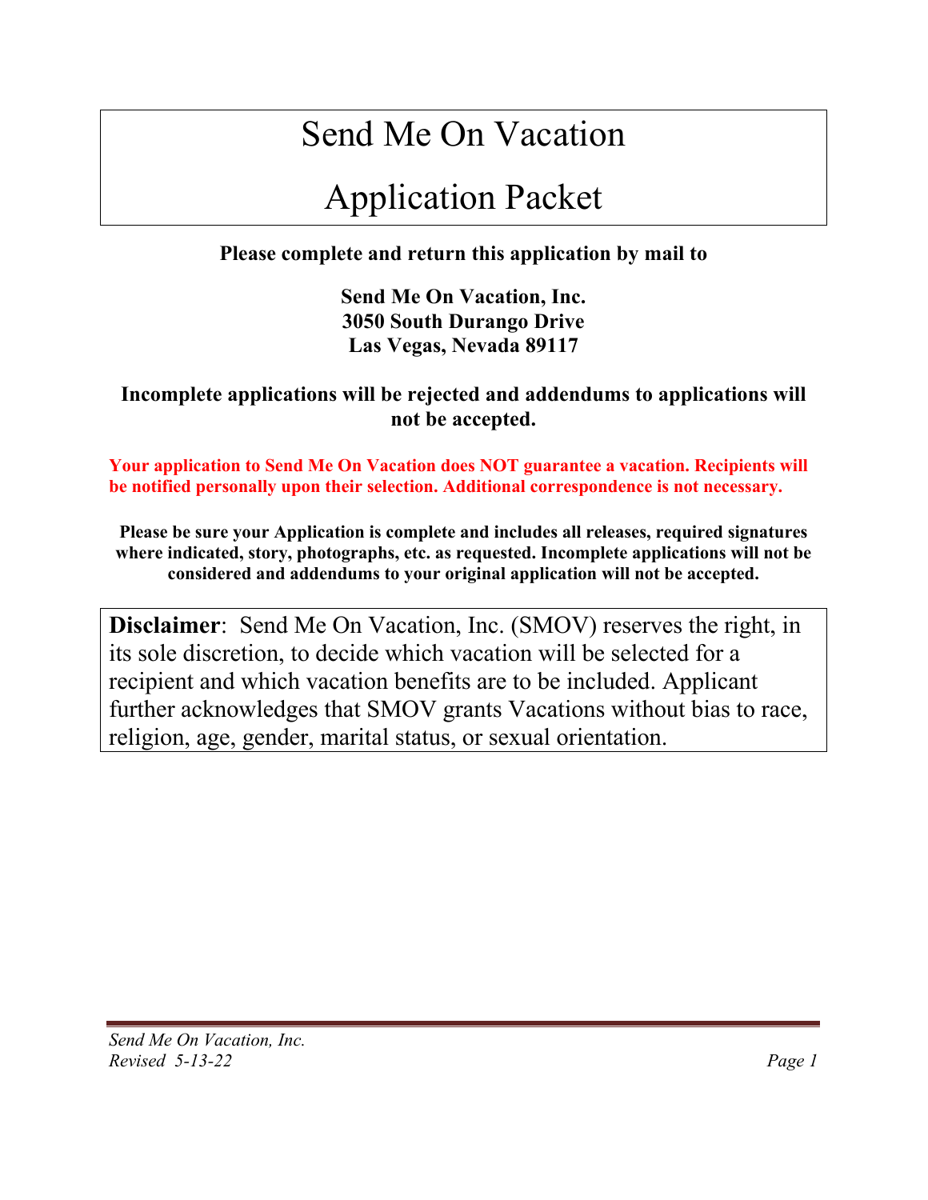# Send Me On Vacation

# Application Packet

**Please complete and return this application by mail to**

**Send Me On Vacation, Inc.**
**3050 South Durango Drive**
**Las Vegas, Nevada 89117**

**Incomplete applications will be rejected and addendums to applications will not be accepted.**

**Your application to Send Me On Vacation does NOT guarantee a vacation. Recipients will be notified personally upon their selection. Additional correspondence is not necessary.**

**Please be sure your Application is complete and includes all releases, required signatures where indicated, story, photographs, etc. as requested. Incomplete applications will not be considered and addendums to your original application will not be accepted.**

**Disclaimer**: Send Me On Vacation, Inc. (SMOV) reserves the right, in its sole discretion, to decide which vacation will be selected for a recipient and which vacation benefits are to be included. Applicant further acknowledges that SMOV grants Vacations without bias to race, religion, age, gender, marital status, or sexual orientation.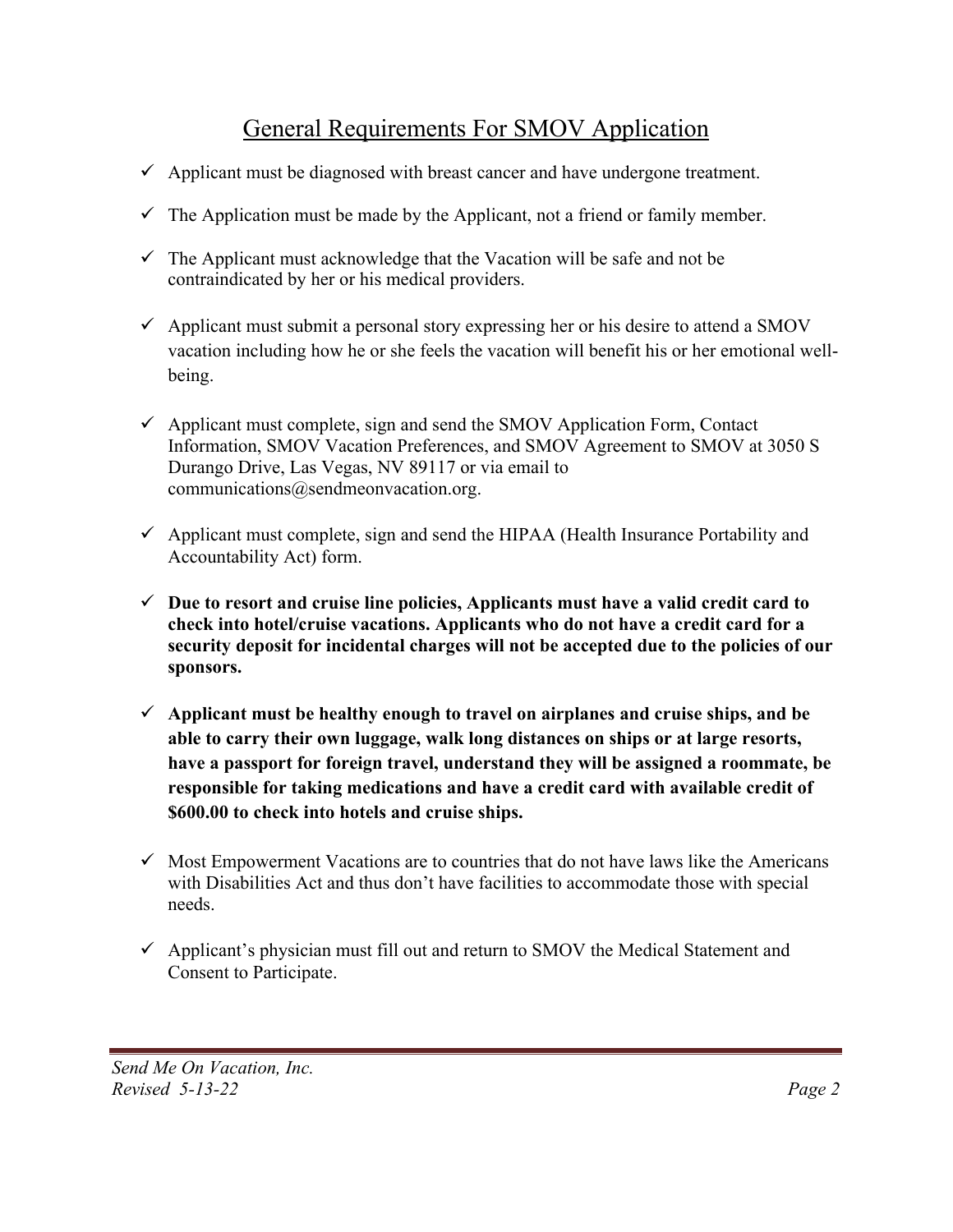# General Requirements For SMOV Application

- ✓ Applicant must be diagnosed with breast cancer and have undergone treatment.
- ✓ The Application must be made by the Applicant, not a friend or family member.
- ✓ The Applicant must acknowledge that the Vacation will be safe and not be contraindicated by her or his medical providers.
- ✓ Applicant must submit a personal story expressing her or his desire to attend a SMOV vacation including how he or she feels the vacation will benefit his or her emotional well-being.
- ✓ Applicant must complete, sign and send the SMOV Application Form, Contact Information, SMOV Vacation Preferences, and SMOV Agreement to SMOV at 3050 S Durango Drive, Las Vegas, NV 89117 or via email to communications@sendmeonvacation.org.
- ✓ Applicant must complete, sign and send the HIPAA (Health Insurance Portability and Accountability Act) form.
- ✓ **Due to resort and cruise line policies, Applicants must have a valid credit card to check into hotel/cruise vacations. Applicants who do not have a credit card for a security deposit for incidental charges will not be accepted due to the policies of our sponsors.**
- ✓ **Applicant must be healthy enough to travel on airplanes and cruise ships, and be able to carry their own luggage, walk long distances on ships or at large resorts, have a passport for foreign travel, understand they will be assigned a roommate, be responsible for taking medications and have a credit card with available credit of $600.00 to check into hotels and cruise ships.**
- ✓ Most Empowerment Vacations are to countries that do not have laws like the Americans with Disabilities Act and thus don't have facilities to accommodate those with special needs.
- ✓ Applicant's physician must fill out and return to SMOV the Medical Statement and Consent to Participate.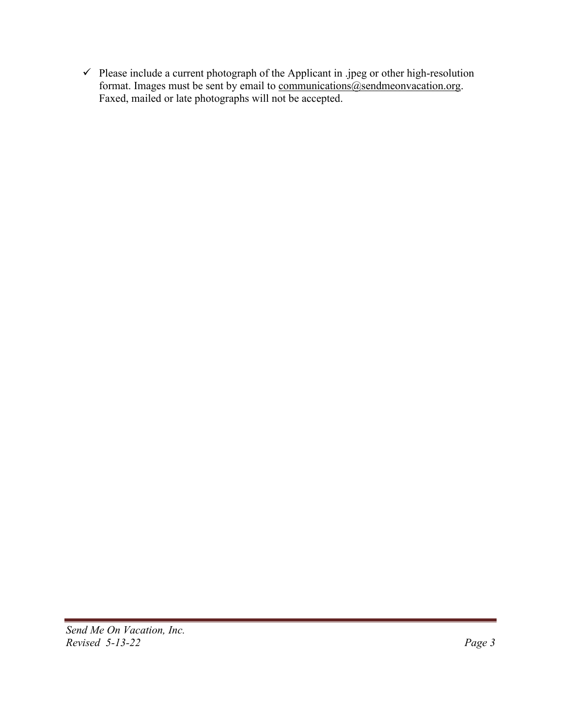- ✓ Please include a current photograph of the Applicant in .jpeg or other high-resolution format. Images must be sent by email to communications@sendmeonvacation.org. Faxed, mailed or late photographs will not be accepted.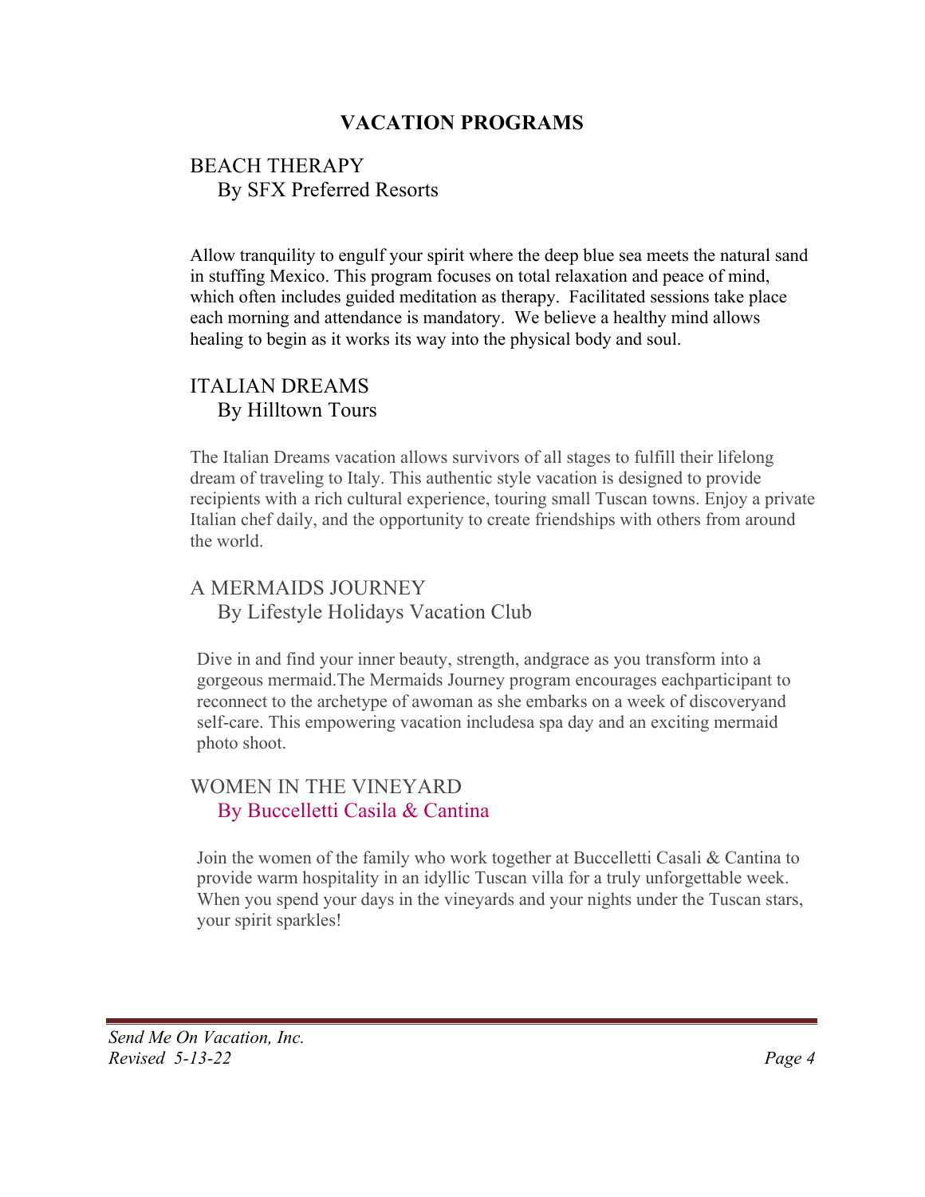# VACATION PROGRAMS

## BEACH THERAPY
By SFX Preferred Resorts

Allow tranquility to engulf your spirit where the deep blue sea meets the natural sand in stuffing Mexico. This program focuses on total relaxation and peace of mind, which often includes guided meditation as therapy. Facilitated sessions take place each morning and attendance is mandatory. We believe a healthy mind allows healing to begin as it works its way into the physical body and soul.

## ITALIAN DREAMS
By Hilltown Tours

The Italian Dreams vacation allows survivors of all stages to fulfill their lifelong dream of traveling to Italy. This authentic style vacation is designed to provide recipients with a rich cultural experience, touring small Tuscan towns. Enjoy a private Italian chef daily, and the opportunity to create friendships with others from around the world.

## A MERMAIDS JOURNEY
By Lifestyle Holidays Vacation Club

Dive in and find your inner beauty, strength, andgrace as you transform into a gorgeous mermaid.The Mermaids Journey program encourages eachparticipant to reconnect to the archetype of awoman as she embarks on a week of discoveryand self-care. This empowering vacation includesa spa day and an exciting mermaid photo shoot.

## WOMEN IN THE VINEYARD
By Buccelletti Casila & Cantina

Join the women of the family who work together at Buccelletti Casali & Cantina to provide warm hospitality in an idyllic Tuscan villa for a truly unforgettable week. When you spend your days in the vineyards and your nights under the Tuscan stars, your spirit sparkles!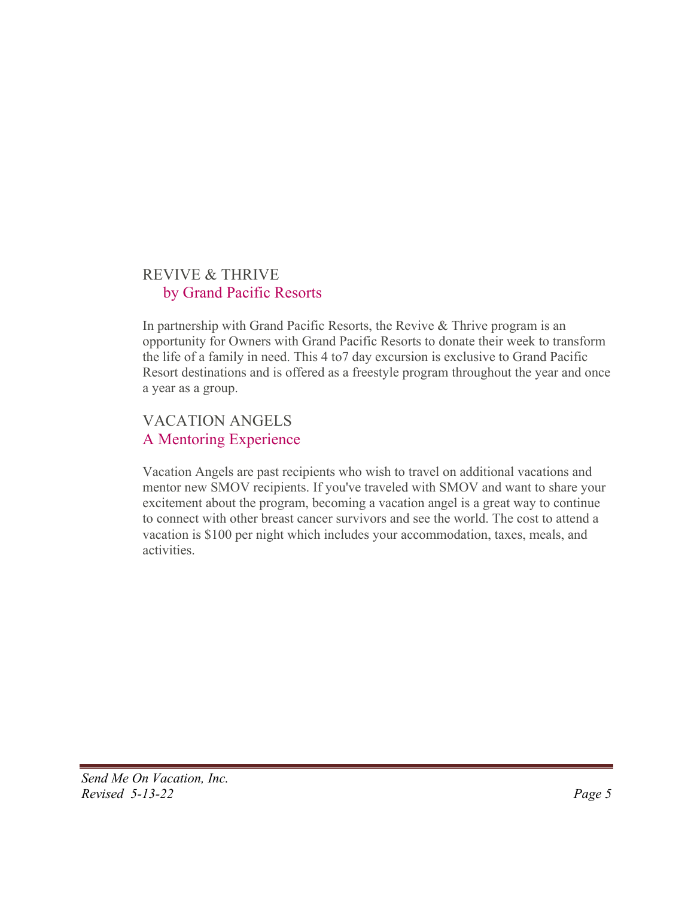## REVIVE & THRIVE

### by Grand Pacific Resorts

In partnership with Grand Pacific Resorts, the Revive & Thrive program is an opportunity for Owners with Grand Pacific Resorts to donate their week to transform the life of a family in need. This 4 to7 day excursion is exclusive to Grand Pacific Resort destinations and is offered as a freestyle program throughout the year and once a year as a group.

## VACATION ANGELS

### A Mentoring Experience

Vacation Angels are past recipients who wish to travel on additional vacations and mentor new SMOV recipients. If you've traveled with SMOV and want to share your excitement about the program, becoming a vacation angel is a great way to continue to connect with other breast cancer survivors and see the world. The cost to attend a vacation is $100 per night which includes your accommodation, taxes, meals, and activities.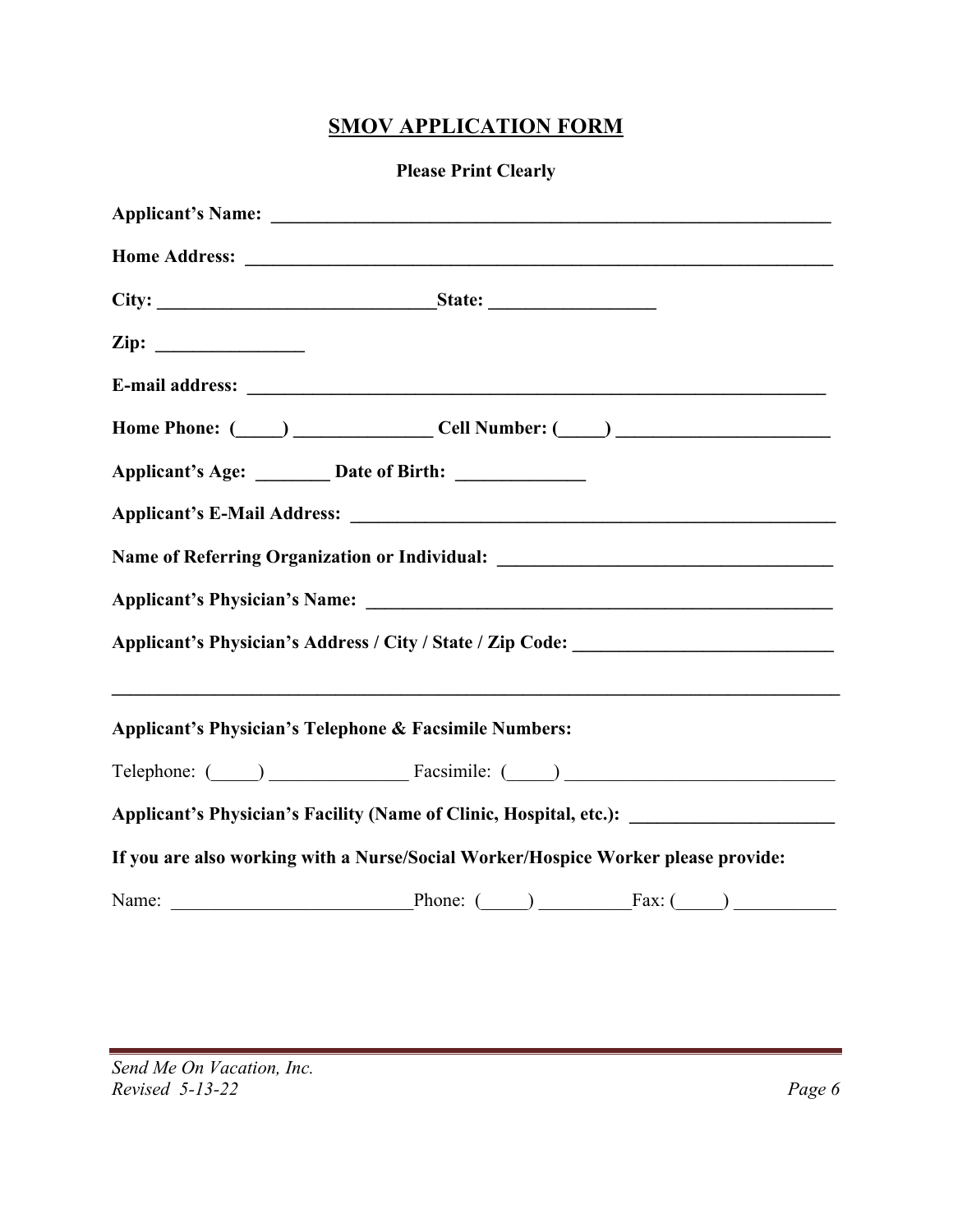# SMOV APPLICATION FORM

**Please Print Clearly**

**Applicant's Name:** ____________________________________________________________

**Home Address:** ______________________________________________________________

**City:** ____________________________**State:** _________________

**Zip:** _______________

**E-mail address:** ______________________________________________________________

**Home Phone: (_____) ______________ Cell Number: (_____) ______________________**

**Applicant's Age:** ________ **Date of Birth:** _____________

**Applicant's E-Mail Address:** ____________________________________________________

**Name of Referring Organization or Individual:** _________________________________

**Applicant's Physician's Name:** __________________________________________________

**Applicant's Physician's Address / City / State / Zip Code:** __________________________

______________________________________________________________________________

**Applicant's Physician's Telephone & Facsimile Numbers:**

Telephone: (_____) ______________ Facsimile: (_____) ___________________________

**Applicant's Physician's Facility (Name of Clinic, Hospital, etc.):** _____________________

**If you are also working with a Nurse/Social Worker/Hospice Worker please provide:**

Name: _________________________Phone: (_____) _________Fax: (_____) __________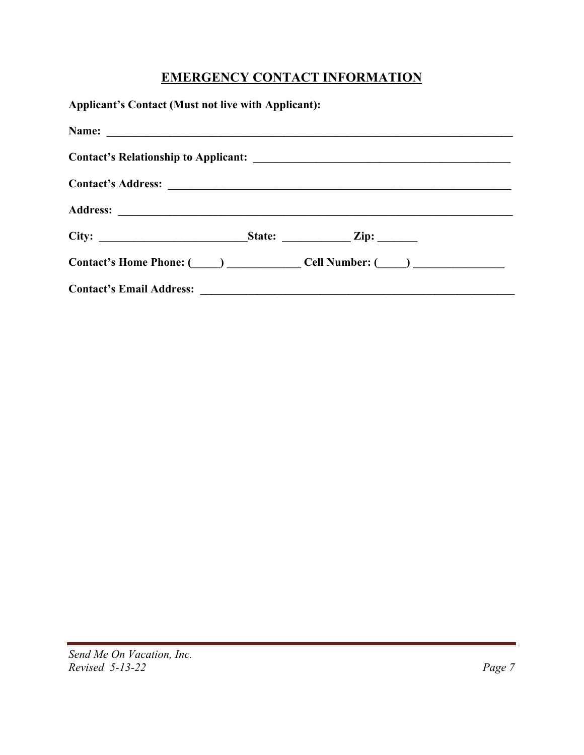## EMERGENCY CONTACT INFORMATION

**Applicant's Contact (Must not live with Applicant):**

**Name:** ___________________________________________________________________________

**Contact's Relationship to Applicant:** ______________________________________________

**Contact's Address:** _______________________________________________________________

**Address:** ________________________________________________________________________

**City:** ___________________________**State:** ____________ **Zip:** _______

**Contact's Home Phone:** (_____) _____________ **Cell Number:** (_____) ________________

**Contact's Email Address:** _________________________________________________________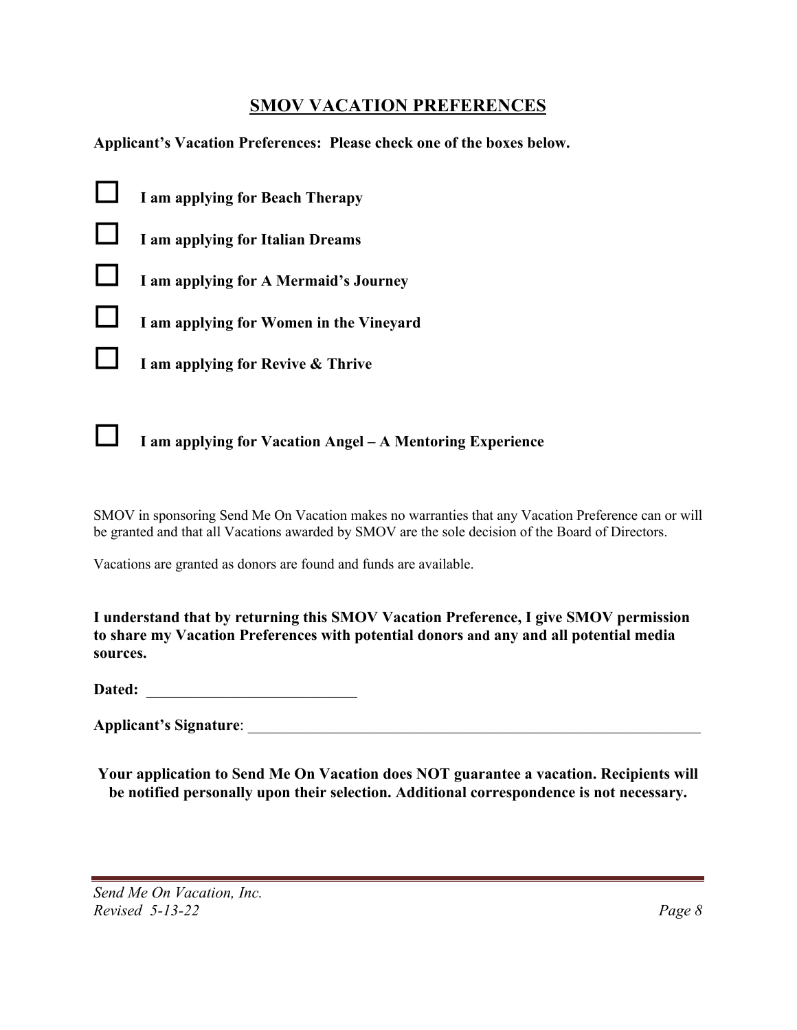## SMOV VACATION PREFERENCES

**Applicant's Vacation Preferences: Please check one of the boxes below.**

- ☐ **I am applying for Beach Therapy**
- ☐ **I am applying for Italian Dreams**
- ☐ **I am applying for A Mermaid's Journey**
- ☐ **I am applying for Women in the Vineyard**
- ☐ **I am applying for Revive & Thrive**

- ☐ **I am applying for Vacation Angel – A Mentoring Experience**

SMOV in sponsoring Send Me On Vacation makes no warranties that any Vacation Preference can or will be granted and that all Vacations awarded by SMOV are the sole decision of the Board of Directors.

Vacations are granted as donors are found and funds are available.

**I understand that by returning this SMOV Vacation Preference, I give SMOV permission to share my Vacation Preferences with potential donors and any and all potential media sources.**

**Dated:** ___________________________

**Applicant's Signature**: ___________________________________________________________

**Your application to Send Me On Vacation does NOT guarantee a vacation. Recipients will be notified personally upon their selection. Additional correspondence is not necessary.**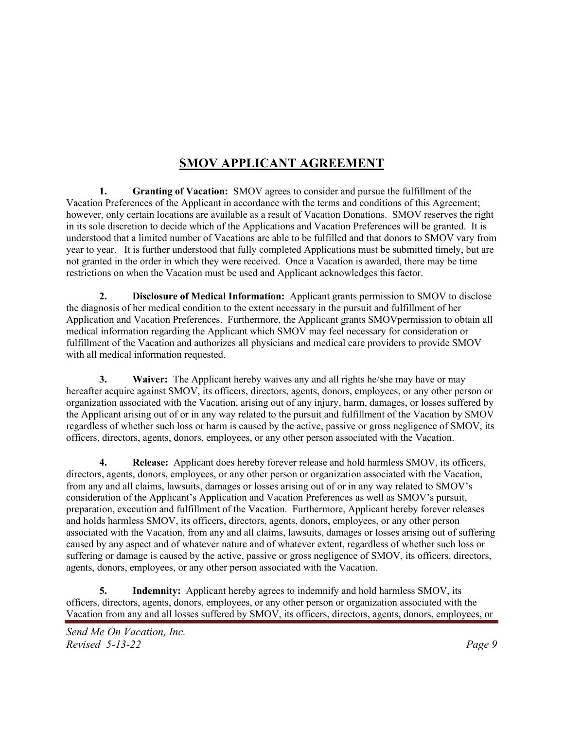# SMOV APPLICANT AGREEMENT

**1. Granting of Vacation:** SMOV agrees to consider and pursue the fulfillment of the Vacation Preferences of the Applicant in accordance with the terms and conditions of this Agreement; however, only certain locations are available as a result of Vacation Donations. SMOV reserves the right in its sole discretion to decide which of the Applications and Vacation Preferences will be granted. It is understood that a limited number of Vacations are able to be fulfilled and that donors to SMOV vary from year to year. It is further understood that fully completed Applications must be submitted timely, but are not granted in the order in which they were received. Once a Vacation is awarded, there may be time restrictions on when the Vacation must be used and Applicant acknowledges this factor.

**2. Disclosure of Medical Information:** Applicant grants permission to SMOV to disclose the diagnosis of her medical condition to the extent necessary in the pursuit and fulfillment of her Application and Vacation Preferences. Furthermore, the Applicant grants SMOVpermission to obtain all medical information regarding the Applicant which SMOV may feel necessary for consideration or fulfillment of the Vacation and authorizes all physicians and medical care providers to provide SMOV with all medical information requested.

**3. Waiver:** The Applicant hereby waives any and all rights he/she may have or may hereafter acquire against SMOV, its officers, directors, agents, donors, employees, or any other person or organization associated with the Vacation, arising out of any injury, harm, damages, or losses suffered by the Applicant arising out of or in any way related to the pursuit and fulfillment of the Vacation by SMOV regardless of whether such loss or harm is caused by the active, passive or gross negligence of SMOV, its officers, directors, agents, donors, employees, or any other person associated with the Vacation.

**4. Release:** Applicant does hereby forever release and hold harmless SMOV, its officers, directors, agents, donors, employees, or any other person or organization associated with the Vacation, from any and all claims, lawsuits, damages or losses arising out of or in any way related to SMOV's consideration of the Applicant's Application and Vacation Preferences as well as SMOV's pursuit, preparation, execution and fulfillment of the Vacation. Furthermore, Applicant hereby forever releases and holds harmless SMOV, its officers, directors, agents, donors, employees, or any other person associated with the Vacation, from any and all claims, lawsuits, damages or losses arising out of suffering caused by any aspect and of whatever nature and of whatever extent, regardless of whether such loss or suffering or damage is caused by the active, passive or gross negligence of SMOV, its officers, directors, agents, donors, employees, or any other person associated with the Vacation.

**5. Indemnity:** Applicant hereby agrees to indemnify and hold harmless SMOV, its officers, directors, agents, donors, employees, or any other person or organization associated with the Vacation from any and all losses suffered by SMOV, its officers, directors, agents, donors, employees, or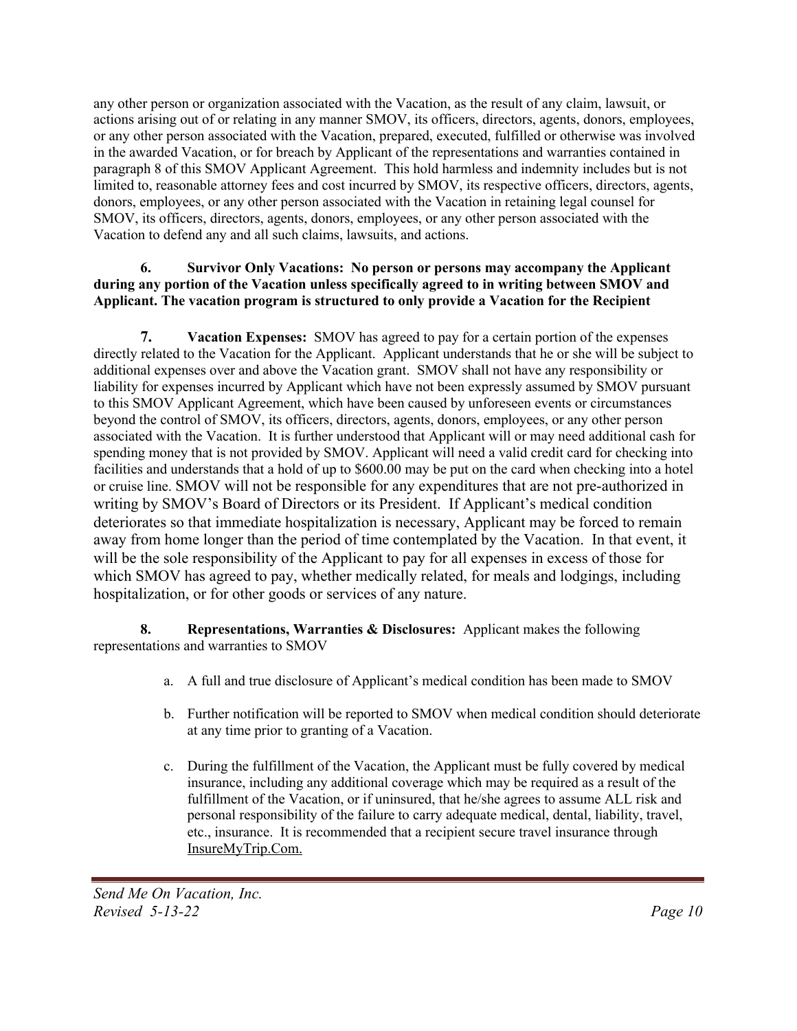any other person or organization associated with the Vacation, as the result of any claim, lawsuit, or actions arising out of or relating in any manner SMOV, its officers, directors, agents, donors, employees, or any other person associated with the Vacation, prepared, executed, fulfilled or otherwise was involved in the awarded Vacation, or for breach by Applicant of the representations and warranties contained in paragraph 8 of this SMOV Applicant Agreement. This hold harmless and indemnity includes but is not limited to, reasonable attorney fees and cost incurred by SMOV, its respective officers, directors, agents, donors, employees, or any other person associated with the Vacation in retaining legal counsel for SMOV, its officers, directors, agents, donors, employees, or any other person associated with the Vacation to defend any and all such claims, lawsuits, and actions.

**6. Survivor Only Vacations: No person or persons may accompany the Applicant during any portion of the Vacation unless specifically agreed to in writing between SMOV and Applicant. The vacation program is structured to only provide a Vacation for the Recipient**

**7. Vacation Expenses:** SMOV has agreed to pay for a certain portion of the expenses directly related to the Vacation for the Applicant. Applicant understands that he or she will be subject to additional expenses over and above the Vacation grant. SMOV shall not have any responsibility or liability for expenses incurred by Applicant which have not been expressly assumed by SMOV pursuant to this SMOV Applicant Agreement, which have been caused by unforeseen events or circumstances beyond the control of SMOV, its officers, directors, agents, donors, employees, or any other person associated with the Vacation. It is further understood that Applicant will or may need additional cash for spending money that is not provided by SMOV. Applicant will need a valid credit card for checking into facilities and understands that a hold of up to $600.00 may be put on the card when checking into a hotel or cruise line. SMOV will not be responsible for any expenditures that are not pre-authorized in writing by SMOV's Board of Directors or its President. If Applicant's medical condition deteriorates so that immediate hospitalization is necessary, Applicant may be forced to remain away from home longer than the period of time contemplated by the Vacation. In that event, it will be the sole responsibility of the Applicant to pay for all expenses in excess of those for which SMOV has agreed to pay, whether medically related, for meals and lodgings, including hospitalization, or for other goods or services of any nature.

**8. Representations, Warranties & Disclosures:** Applicant makes the following representations and warranties to SMOV

a. A full and true disclosure of Applicant's medical condition has been made to SMOV

b. Further notification will be reported to SMOV when medical condition should deteriorate at any time prior to granting of a Vacation.

c. During the fulfillment of the Vacation, the Applicant must be fully covered by medical insurance, including any additional coverage which may be required as a result of the fulfillment of the Vacation, or if uninsured, that he/she agrees to assume ALL risk and personal responsibility of the failure to carry adequate medical, dental, liability, travel, etc., insurance. It is recommended that a recipient secure travel insurance through InsureMyTrip.Com.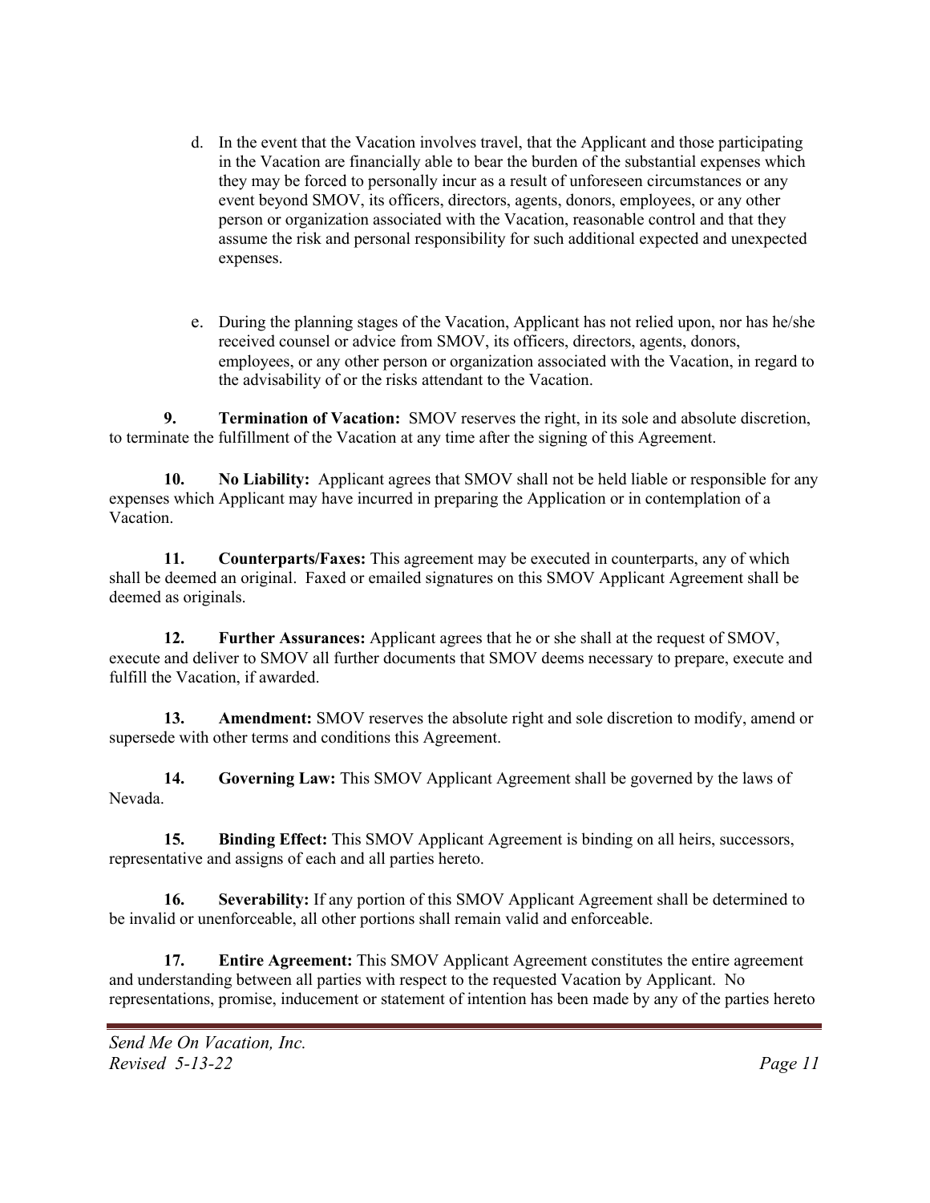d. In the event that the Vacation involves travel, that the Applicant and those participating in the Vacation are financially able to bear the burden of the substantial expenses which they may be forced to personally incur as a result of unforeseen circumstances or any event beyond SMOV, its officers, directors, agents, donors, employees, or any other person or organization associated with the Vacation, reasonable control and that they assume the risk and personal responsibility for such additional expected and unexpected expenses.

e. During the planning stages of the Vacation, Applicant has not relied upon, nor has he/she received counsel or advice from SMOV, its officers, directors, agents, donors, employees, or any other person or organization associated with the Vacation, in regard to the advisability of or the risks attendant to the Vacation.

**9. Termination of Vacation:** SMOV reserves the right, in its sole and absolute discretion, to terminate the fulfillment of the Vacation at any time after the signing of this Agreement.

**10. No Liability:** Applicant agrees that SMOV shall not be held liable or responsible for any expenses which Applicant may have incurred in preparing the Application or in contemplation of a Vacation.

**11. Counterparts/Faxes:** This agreement may be executed in counterparts, any of which shall be deemed an original. Faxed or emailed signatures on this SMOV Applicant Agreement shall be deemed as originals.

**12. Further Assurances:** Applicant agrees that he or she shall at the request of SMOV, execute and deliver to SMOV all further documents that SMOV deems necessary to prepare, execute and fulfill the Vacation, if awarded.

**13. Amendment:** SMOV reserves the absolute right and sole discretion to modify, amend or supersede with other terms and conditions this Agreement.

**14. Governing Law:** This SMOV Applicant Agreement shall be governed by the laws of Nevada.

**15. Binding Effect:** This SMOV Applicant Agreement is binding on all heirs, successors, representative and assigns of each and all parties hereto.

**16. Severability:** If any portion of this SMOV Applicant Agreement shall be determined to be invalid or unenforceable, all other portions shall remain valid and enforceable.

**17. Entire Agreement:** This SMOV Applicant Agreement constitutes the entire agreement and understanding between all parties with respect to the requested Vacation by Applicant. No representations, promise, inducement or statement of intention has been made by any of the parties hereto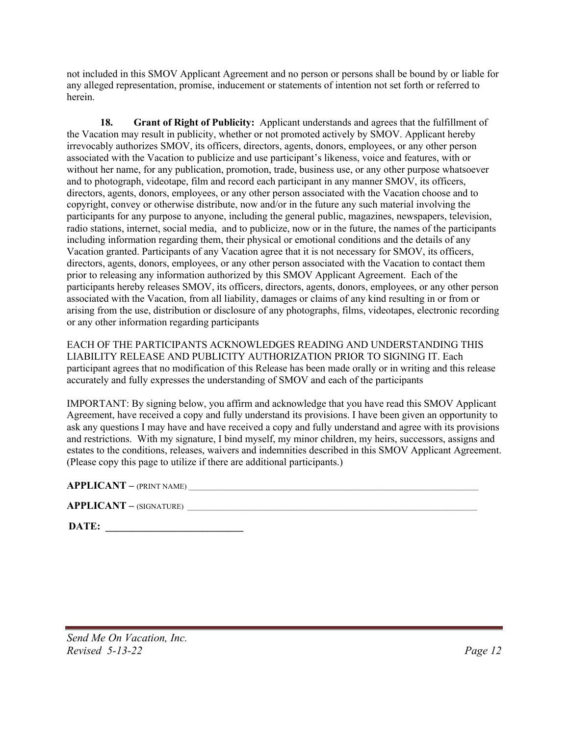not included in this SMOV Applicant Agreement and no person or persons shall be bound by or liable for any alleged representation, promise, inducement or statements of intention not set forth or referred to herein.

**18. Grant of Right of Publicity:** Applicant understands and agrees that the fulfillment of the Vacation may result in publicity, whether or not promoted actively by SMOV. Applicant hereby irrevocably authorizes SMOV, its officers, directors, agents, donors, employees, or any other person associated with the Vacation to publicize and use participant's likeness, voice and features, with or without her name, for any publication, promotion, trade, business use, or any other purpose whatsoever and to photograph, videotape, film and record each participant in any manner SMOV, its officers, directors, agents, donors, employees, or any other person associated with the Vacation choose and to copyright, convey or otherwise distribute, now and/or in the future any such material involving the participants for any purpose to anyone, including the general public, magazines, newspapers, television, radio stations, internet, social media, and to publicize, now or in the future, the names of the participants including information regarding them, their physical or emotional conditions and the details of any Vacation granted. Participants of any Vacation agree that it is not necessary for SMOV, its officers, directors, agents, donors, employees, or any other person associated with the Vacation to contact them prior to releasing any information authorized by this SMOV Applicant Agreement. Each of the participants hereby releases SMOV, its officers, directors, agents, donors, employees, or any other person associated with the Vacation, from all liability, damages or claims of any kind resulting in or from or arising from the use, distribution or disclosure of any photographs, films, videotapes, electronic recording or any other information regarding participants

EACH OF THE PARTICIPANTS ACKNOWLEDGES READING AND UNDERSTANDING THIS LIABILITY RELEASE AND PUBLICITY AUTHORIZATION PRIOR TO SIGNING IT. Each participant agrees that no modification of this Release has been made orally or in writing and this release accurately and fully expresses the understanding of SMOV and each of the participants

IMPORTANT: By signing below, you affirm and acknowledge that you have read this SMOV Applicant Agreement, have received a copy and fully understand its provisions. I have been given an opportunity to ask any questions I may have and have received a copy and fully understand and agree with its provisions and restrictions. With my signature, I bind myself, my minor children, my heirs, successors, assigns and estates to the conditions, releases, waivers and indemnities described in this SMOV Applicant Agreement. (Please copy this page to utilize if there are additional participants.)

**APPLICANT –** (PRINT NAME) ____________________________________________________________

**APPLICANT –** (SIGNATURE) ____________________________________________________________

**DATE:** ___________________________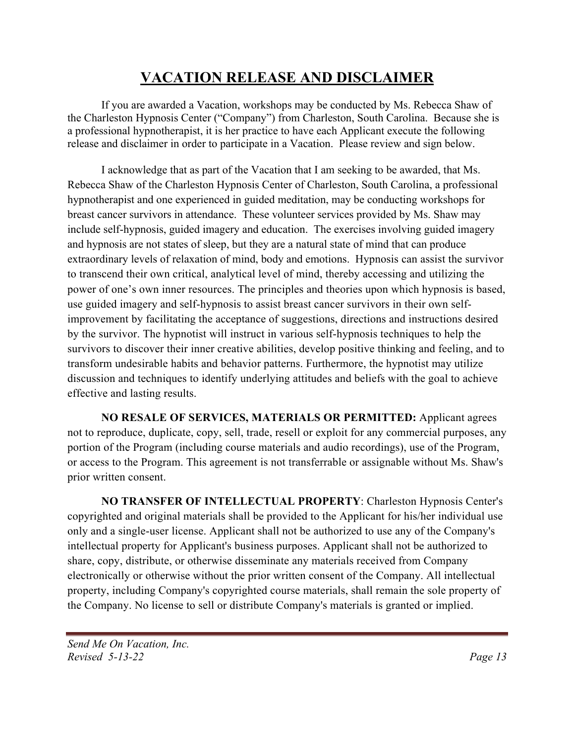# VACATION RELEASE AND DISCLAIMER

If you are awarded a Vacation, workshops may be conducted by Ms. Rebecca Shaw of the Charleston Hypnosis Center ("Company") from Charleston, South Carolina. Because she is a professional hypnotherapist, it is her practice to have each Applicant execute the following release and disclaimer in order to participate in a Vacation. Please review and sign below.

I acknowledge that as part of the Vacation that I am seeking to be awarded, that Ms. Rebecca Shaw of the Charleston Hypnosis Center of Charleston, South Carolina, a professional hypnotherapist and one experienced in guided meditation, may be conducting workshops for breast cancer survivors in attendance. These volunteer services provided by Ms. Shaw may include self-hypnosis, guided imagery and education. The exercises involving guided imagery and hypnosis are not states of sleep, but they are a natural state of mind that can produce extraordinary levels of relaxation of mind, body and emotions. Hypnosis can assist the survivor to transcend their own critical, analytical level of mind, thereby accessing and utilizing the power of one's own inner resources. The principles and theories upon which hypnosis is based, use guided imagery and self-hypnosis to assist breast cancer survivors in their own self-improvement by facilitating the acceptance of suggestions, directions and instructions desired by the survivor. The hypnotist will instruct in various self-hypnosis techniques to help the survivors to discover their inner creative abilities, develop positive thinking and feeling, and to transform undesirable habits and behavior patterns. Furthermore, the hypnotist may utilize discussion and techniques to identify underlying attitudes and beliefs with the goal to achieve effective and lasting results.

**NO RESALE OF SERVICES, MATERIALS OR PERMITTED:** Applicant agrees not to reproduce, duplicate, copy, sell, trade, resell or exploit for any commercial purposes, any portion of the Program (including course materials and audio recordings), use of the Program, or access to the Program. This agreement is not transferrable or assignable without Ms. Shaw's prior written consent.

**NO TRANSFER OF INTELLECTUAL PROPERTY**: Charleston Hypnosis Center's copyrighted and original materials shall be provided to the Applicant for his/her individual use only and a single-user license. Applicant shall not be authorized to use any of the Company's intellectual property for Applicant's business purposes. Applicant shall not be authorized to share, copy, distribute, or otherwise disseminate any materials received from Company electronically or otherwise without the prior written consent of the Company. All intellectual property, including Company's copyrighted course materials, shall remain the sole property of the Company. No license to sell or distribute Company's materials is granted or implied.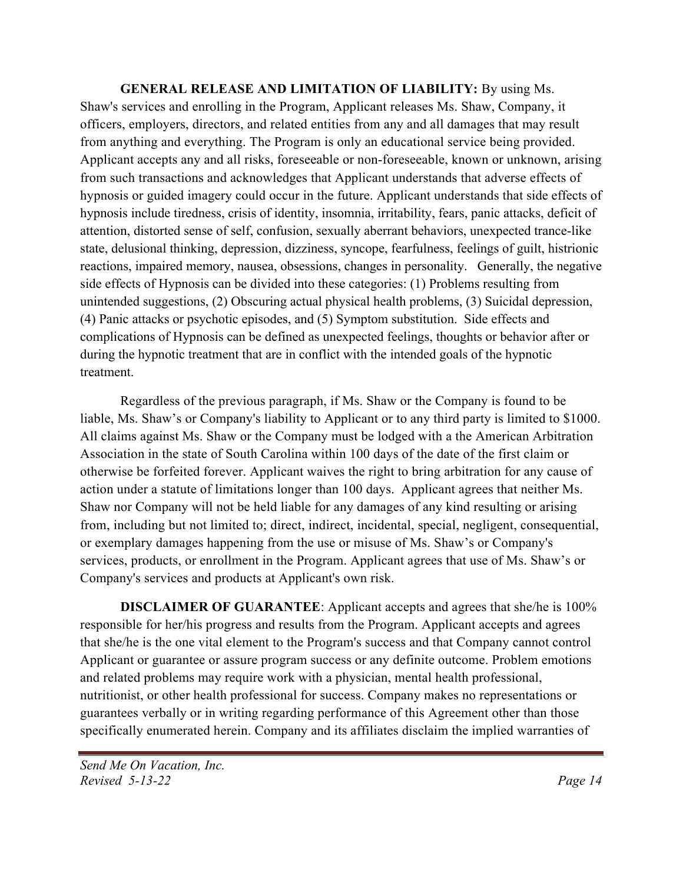**GENERAL RELEASE AND LIMITATION OF LIABILITY:** By using Ms. Shaw's services and enrolling in the Program, Applicant releases Ms. Shaw, Company, it officers, employers, directors, and related entities from any and all damages that may result from anything and everything. The Program is only an educational service being provided. Applicant accepts any and all risks, foreseeable or non-foreseeable, known or unknown, arising from such transactions and acknowledges that Applicant understands that adverse effects of hypnosis or guided imagery could occur in the future. Applicant understands that side effects of hypnosis include tiredness, crisis of identity, insomnia, irritability, fears, panic attacks, deficit of attention, distorted sense of self, confusion, sexually aberrant behaviors, unexpected trance-like state, delusional thinking, depression, dizziness, syncope, fearfulness, feelings of guilt, histrionic reactions, impaired memory, nausea, obsessions, changes in personality. Generally, the negative side effects of Hypnosis can be divided into these categories: (1) Problems resulting from unintended suggestions, (2) Obscuring actual physical health problems, (3) Suicidal depression, (4) Panic attacks or psychotic episodes, and (5) Symptom substitution. Side effects and complications of Hypnosis can be defined as unexpected feelings, thoughts or behavior after or during the hypnotic treatment that are in conflict with the intended goals of the hypnotic treatment.

Regardless of the previous paragraph, if Ms. Shaw or the Company is found to be liable, Ms. Shaw's or Company's liability to Applicant or to any third party is limited to $1000. All claims against Ms. Shaw or the Company must be lodged with a the American Arbitration Association in the state of South Carolina within 100 days of the date of the first claim or otherwise be forfeited forever. Applicant waives the right to bring arbitration for any cause of action under a statute of limitations longer than 100 days. Applicant agrees that neither Ms. Shaw nor Company will not be held liable for any damages of any kind resulting or arising from, including but not limited to; direct, indirect, incidental, special, negligent, consequential, or exemplary damages happening from the use or misuse of Ms. Shaw's or Company's services, products, or enrollment in the Program. Applicant agrees that use of Ms. Shaw's or Company's services and products at Applicant's own risk.

**DISCLAIMER OF GUARANTEE**: Applicant accepts and agrees that she/he is 100% responsible for her/his progress and results from the Program. Applicant accepts and agrees that she/he is the one vital element to the Program's success and that Company cannot control Applicant or guarantee or assure program success or any definite outcome. Problem emotions and related problems may require work with a physician, mental health professional, nutritionist, or other health professional for success. Company makes no representations or guarantees verbally or in writing regarding performance of this Agreement other than those specifically enumerated herein. Company and its affiliates disclaim the implied warranties of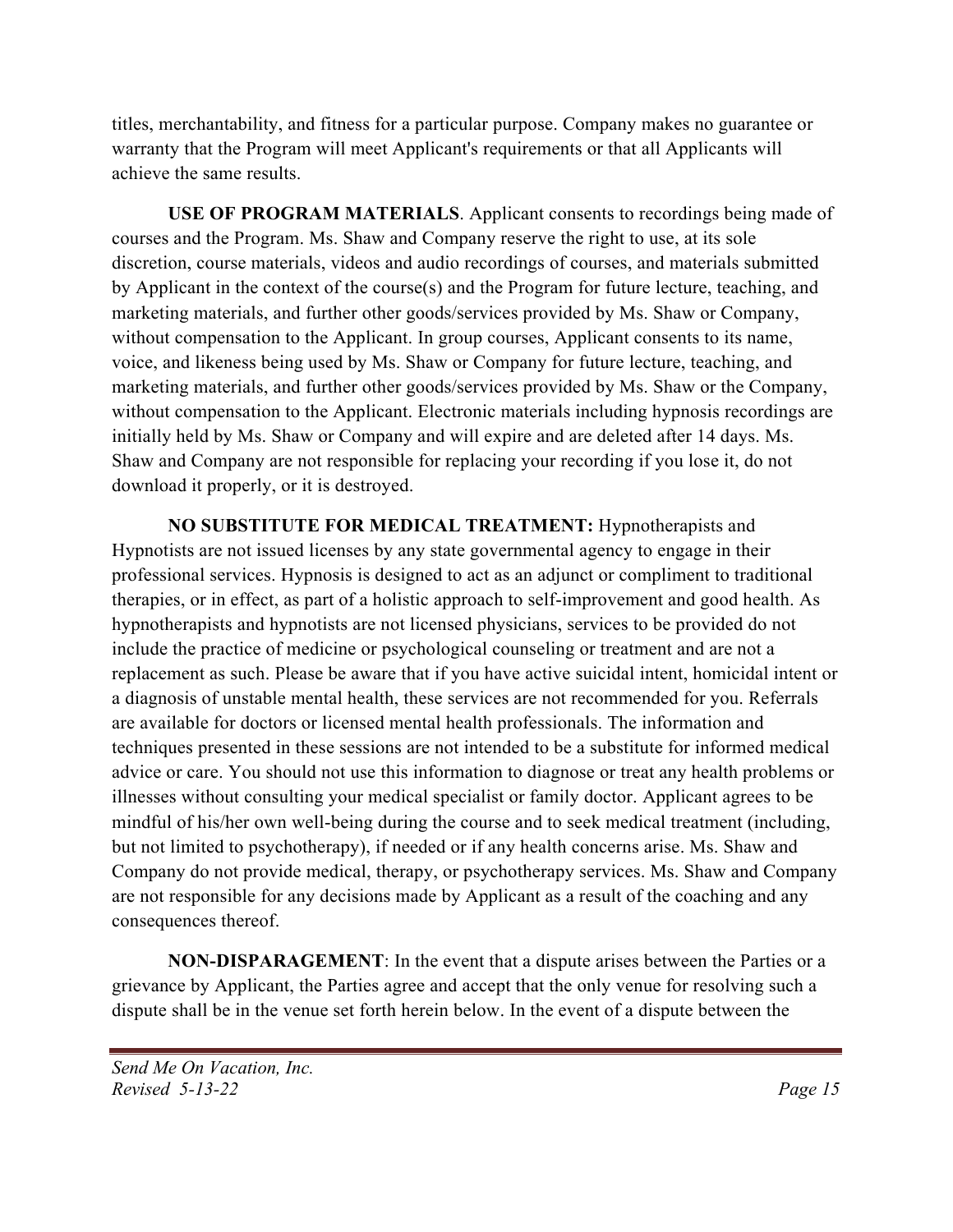titles, merchantability, and fitness for a particular purpose. Company makes no guarantee or warranty that the Program will meet Applicant's requirements or that all Applicants will achieve the same results.

**USE OF PROGRAM MATERIALS**. Applicant consents to recordings being made of courses and the Program. Ms. Shaw and Company reserve the right to use, at its sole discretion, course materials, videos and audio recordings of courses, and materials submitted by Applicant in the context of the course(s) and the Program for future lecture, teaching, and marketing materials, and further other goods/services provided by Ms. Shaw or Company, without compensation to the Applicant. In group courses, Applicant consents to its name, voice, and likeness being used by Ms. Shaw or Company for future lecture, teaching, and marketing materials, and further other goods/services provided by Ms. Shaw or the Company, without compensation to the Applicant. Electronic materials including hypnosis recordings are initially held by Ms. Shaw or Company and will expire and are deleted after 14 days. Ms. Shaw and Company are not responsible for replacing your recording if you lose it, do not download it properly, or it is destroyed.

**NO SUBSTITUTE FOR MEDICAL TREATMENT:** Hypnotherapists and Hypnotists are not issued licenses by any state governmental agency to engage in their professional services. Hypnosis is designed to act as an adjunct or compliment to traditional therapies, or in effect, as part of a holistic approach to self-improvement and good health. As hypnotherapists and hypnotists are not licensed physicians, services to be provided do not include the practice of medicine or psychological counseling or treatment and are not a replacement as such. Please be aware that if you have active suicidal intent, homicidal intent or a diagnosis of unstable mental health, these services are not recommended for you. Referrals are available for doctors or licensed mental health professionals. The information and techniques presented in these sessions are not intended to be a substitute for informed medical advice or care. You should not use this information to diagnose or treat any health problems or illnesses without consulting your medical specialist or family doctor. Applicant agrees to be mindful of his/her own well-being during the course and to seek medical treatment (including, but not limited to psychotherapy), if needed or if any health concerns arise. Ms. Shaw and Company do not provide medical, therapy, or psychotherapy services. Ms. Shaw and Company are not responsible for any decisions made by Applicant as a result of the coaching and any consequences thereof.

**NON-DISPARAGEMENT**: In the event that a dispute arises between the Parties or a grievance by Applicant, the Parties agree and accept that the only venue for resolving such a dispute shall be in the venue set forth herein below. In the event of a dispute between the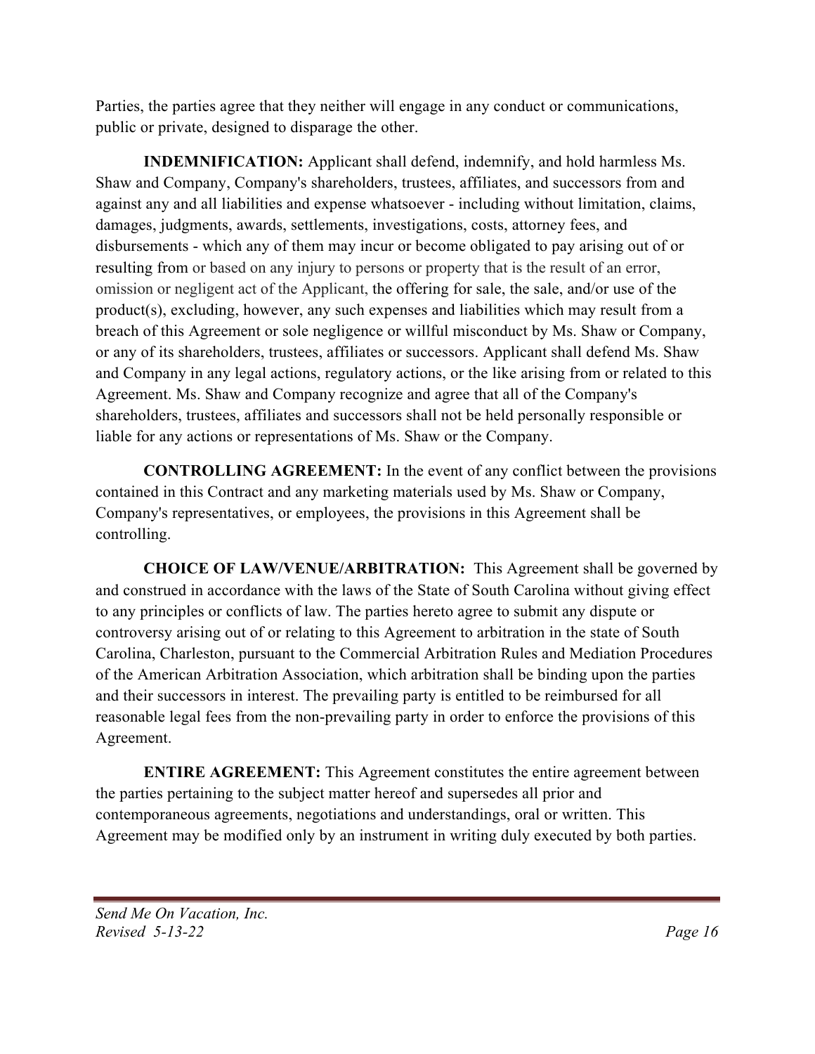Parties, the parties agree that they neither will engage in any conduct or communications, public or private, designed to disparage the other.

**INDEMNIFICATION:** Applicant shall defend, indemnify, and hold harmless Ms. Shaw and Company, Company's shareholders, trustees, affiliates, and successors from and against any and all liabilities and expense whatsoever - including without limitation, claims, damages, judgments, awards, settlements, investigations, costs, attorney fees, and disbursements - which any of them may incur or become obligated to pay arising out of or resulting from or based on any injury to persons or property that is the result of an error, omission or negligent act of the Applicant, the offering for sale, the sale, and/or use of the product(s), excluding, however, any such expenses and liabilities which may result from a breach of this Agreement or sole negligence or willful misconduct by Ms. Shaw or Company, or any of its shareholders, trustees, affiliates or successors. Applicant shall defend Ms. Shaw and Company in any legal actions, regulatory actions, or the like arising from or related to this Agreement. Ms. Shaw and Company recognize and agree that all of the Company's shareholders, trustees, affiliates and successors shall not be held personally responsible or liable for any actions or representations of Ms. Shaw or the Company.

**CONTROLLING AGREEMENT:** In the event of any conflict between the provisions contained in this Contract and any marketing materials used by Ms. Shaw or Company, Company's representatives, or employees, the provisions in this Agreement shall be controlling.

**CHOICE OF LAW/VENUE/ARBITRATION:** This Agreement shall be governed by and construed in accordance with the laws of the State of South Carolina without giving effect to any principles or conflicts of law. The parties hereto agree to submit any dispute or controversy arising out of or relating to this Agreement to arbitration in the state of South Carolina, Charleston, pursuant to the Commercial Arbitration Rules and Mediation Procedures of the American Arbitration Association, which arbitration shall be binding upon the parties and their successors in interest. The prevailing party is entitled to be reimbursed for all reasonable legal fees from the non-prevailing party in order to enforce the provisions of this Agreement.

**ENTIRE AGREEMENT:** This Agreement constitutes the entire agreement between the parties pertaining to the subject matter hereof and supersedes all prior and contemporaneous agreements, negotiations and understandings, oral or written. This Agreement may be modified only by an instrument in writing duly executed by both parties.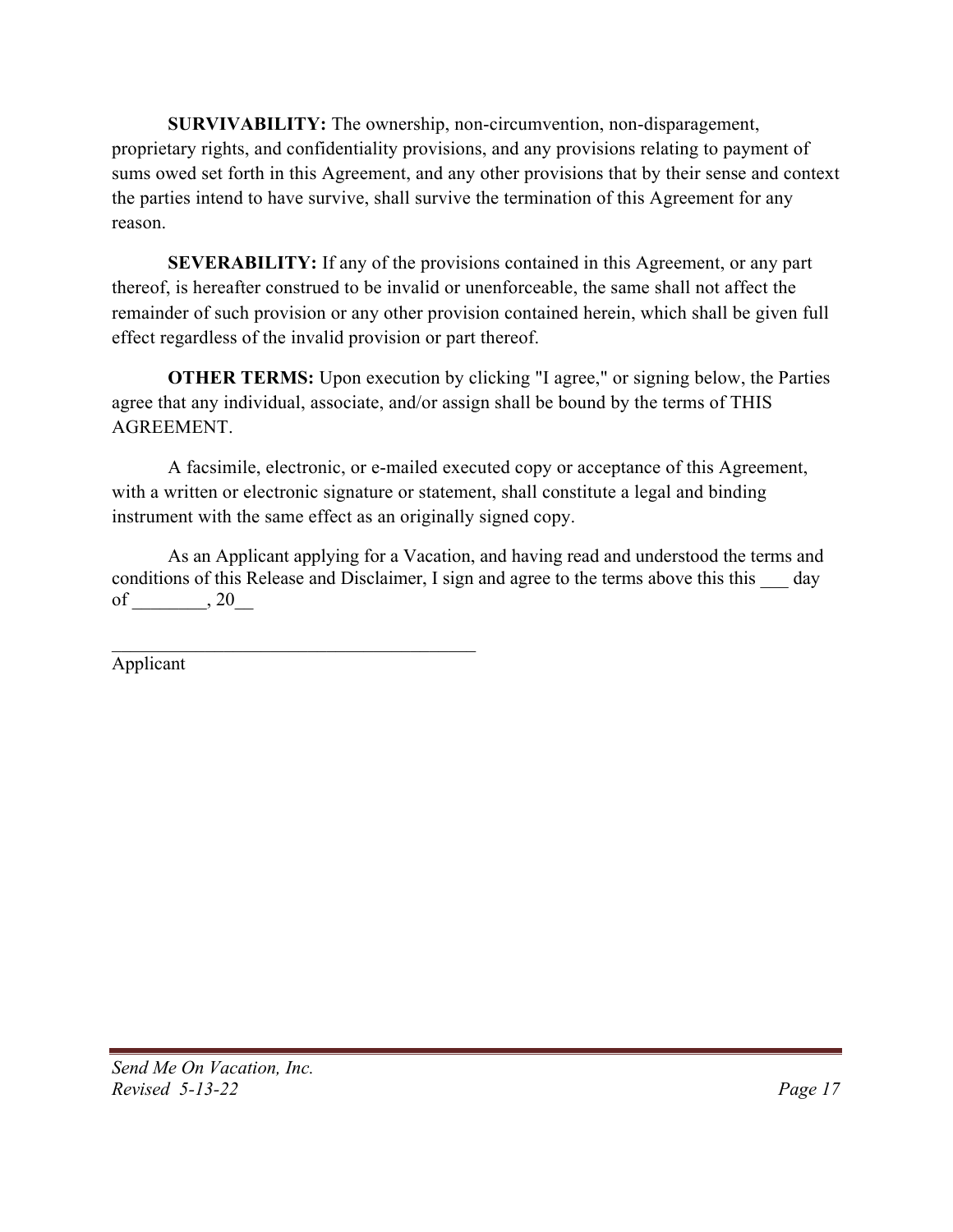**SURVIVABILITY:** The ownership, non-circumvention, non-disparagement, proprietary rights, and confidentiality provisions, and any provisions relating to payment of sums owed set forth in this Agreement, and any other provisions that by their sense and context the parties intend to have survive, shall survive the termination of this Agreement for any reason.

**SEVERABILITY:** If any of the provisions contained in this Agreement, or any part thereof, is hereafter construed to be invalid or unenforceable, the same shall not affect the remainder of such provision or any other provision contained herein, which shall be given full effect regardless of the invalid provision or part thereof.

**OTHER TERMS:** Upon execution by clicking "I agree," or signing below, the Parties agree that any individual, associate, and/or assign shall be bound by the terms of THIS AGREEMENT.

A facsimile, electronic, or e-mailed executed copy or acceptance of this Agreement, with a written or electronic signature or statement, shall constitute a legal and binding instrument with the same effect as an originally signed copy.

As an Applicant applying for a Vacation, and having read and understood the terms and conditions of this Release and Disclaimer, I sign and agree to the terms above this this ___ day of ________, 20__

________________________________________
Applicant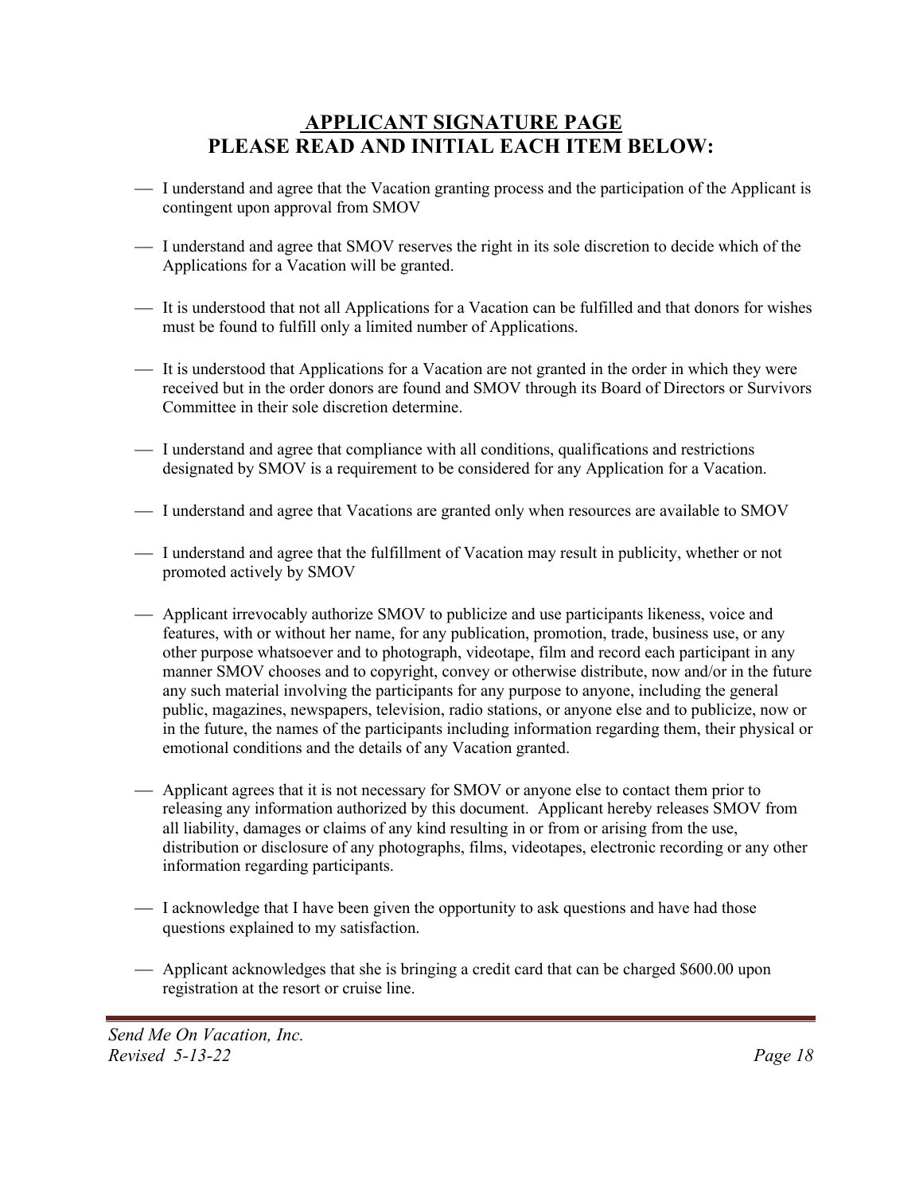# APPLICANT SIGNATURE PAGE
# PLEASE READ AND INITIAL EACH ITEM BELOW:

___ I understand and agree that the Vacation granting process and the participation of the Applicant is contingent upon approval from SMOV

___ I understand and agree that SMOV reserves the right in its sole discretion to decide which of the Applications for a Vacation will be granted.

___ It is understood that not all Applications for a Vacation can be fulfilled and that donors for wishes must be found to fulfill only a limited number of Applications.

___ It is understood that Applications for a Vacation are not granted in the order in which they were received but in the order donors are found and SMOV through its Board of Directors or Survivors Committee in their sole discretion determine.

___ I understand and agree that compliance with all conditions, qualifications and restrictions designated by SMOV is a requirement to be considered for any Application for a Vacation.

___ I understand and agree that Vacations are granted only when resources are available to SMOV

___ I understand and agree that the fulfillment of Vacation may result in publicity, whether or not promoted actively by SMOV

___ Applicant irrevocably authorize SMOV to publicize and use participants likeness, voice and features, with or without her name, for any publication, promotion, trade, business use, or any other purpose whatsoever and to photograph, videotape, film and record each participant in any manner SMOV chooses and to copyright, convey or otherwise distribute, now and/or in the future any such material involving the participants for any purpose to anyone, including the general public, magazines, newspapers, television, radio stations, or anyone else and to publicize, now or in the future, the names of the participants including information regarding them, their physical or emotional conditions and the details of any Vacation granted.

___ Applicant agrees that it is not necessary for SMOV or anyone else to contact them prior to releasing any information authorized by this document. Applicant hereby releases SMOV from all liability, damages or claims of any kind resulting in or from or arising from the use, distribution or disclosure of any photographs, films, videotapes, electronic recording or any other information regarding participants.

___ I acknowledge that I have been given the opportunity to ask questions and have had those questions explained to my satisfaction.

___ Applicant acknowledges that she is bringing a credit card that can be charged $600.00 upon registration at the resort or cruise line.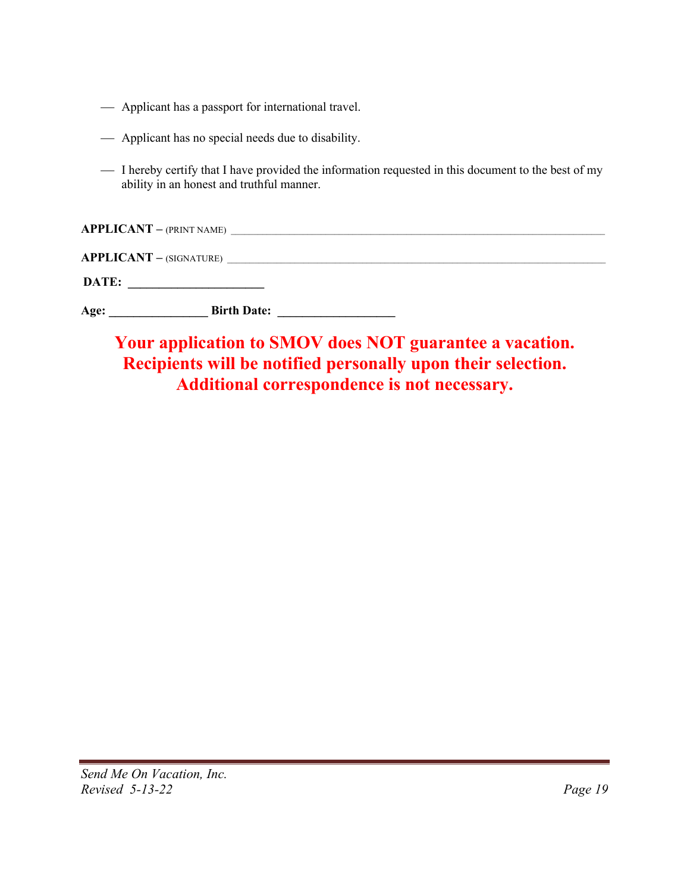— Applicant has a passport for international travel.

— Applicant has no special needs due to disability.

— I hereby certify that I have provided the information requested in this document to the best of my ability in an honest and truthful manner.

**APPLICANT** – (PRINT NAME) ___________________________________________________________________

**APPLICANT** – (SIGNATURE) ___________________________________________________________________

**DATE:** ______________________

**Age:** ________________ **Birth Date:** ___________________

**Your application to SMOV does NOT guarantee a vacation.**
**Recipients will be notified personally upon their selection.**
**Additional correspondence is not necessary.**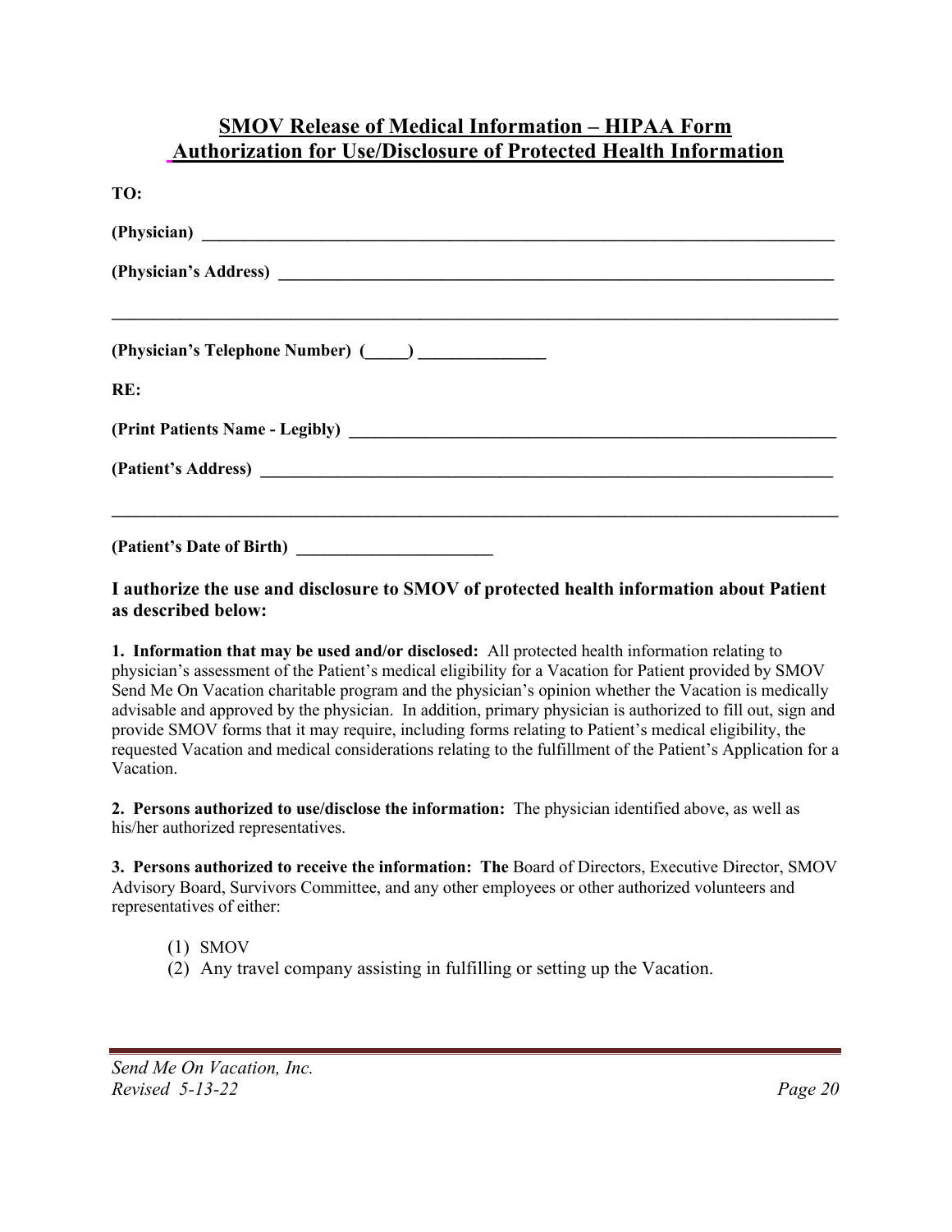## SMOV Release of Medical Information – HIPAA Form
## Authorization for Use/Disclosure of Protected Health Information

**TO:**

**(Physician)** ______________________________________________________________________________

**(Physician's Address)** ______________________________________________________________________

_____________________________________________________________________________________________

**(Physician's Telephone Number) (_____) _______________**

**RE:**

**(Print Patients Name - Legibly)** _____________________________________________________________

**(Patient's Address)** _________________________________________________________________________

_____________________________________________________________________________________________

**(Patient's Date of Birth)** ________________________

**I authorize the use and disclosure to SMOV of protected health information about Patient as described below:**

**1. Information that may be used and/or disclosed:** All protected health information relating to physician's assessment of the Patient's medical eligibility for a Vacation for Patient provided by SMOV Send Me On Vacation charitable program and the physician's opinion whether the Vacation is medically advisable and approved by the physician. In addition, primary physician is authorized to fill out, sign and provide SMOV forms that it may require, including forms relating to Patient's medical eligibility, the requested Vacation and medical considerations relating to the fulfillment of the Patient's Application for a Vacation.

**2. Persons authorized to use/disclose the information:** The physician identified above, as well as his/her authorized representatives.

**3. Persons authorized to receive the information: The** Board of Directors, Executive Director, SMOV Advisory Board, Survivors Committee, and any other employees or other authorized volunteers and representatives of either:

(1) SMOV
(2) Any travel company assisting in fulfilling or setting up the Vacation.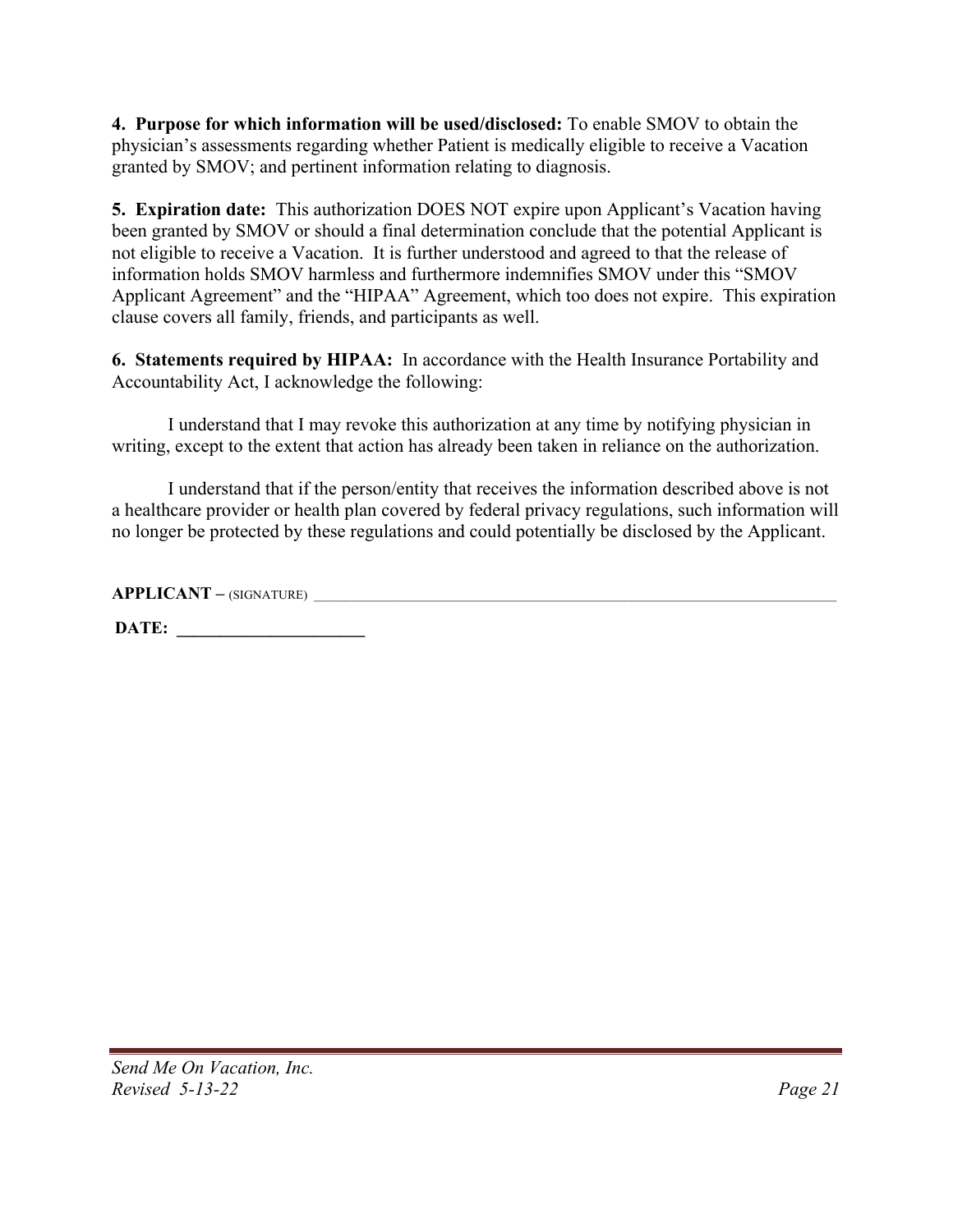**4. Purpose for which information will be used/disclosed:** To enable SMOV to obtain the physician's assessments regarding whether Patient is medically eligible to receive a Vacation granted by SMOV; and pertinent information relating to diagnosis.

**5. Expiration date:** This authorization DOES NOT expire upon Applicant's Vacation having been granted by SMOV or should a final determination conclude that the potential Applicant is not eligible to receive a Vacation. It is further understood and agreed to that the release of information holds SMOV harmless and furthermore indemnifies SMOV under this "SMOV Applicant Agreement" and the "HIPAA" Agreement, which too does not expire. This expiration clause covers all family, friends, and participants as well.

**6. Statements required by HIPAA:** In accordance with the Health Insurance Portability and Accountability Act, I acknowledge the following:

I understand that I may revoke this authorization at any time by notifying physician in writing, except to the extent that action has already been taken in reliance on the authorization.

I understand that if the person/entity that receives the information described above is not a healthcare provider or health plan covered by federal privacy regulations, such information will no longer be protected by these regulations and could potentially be disclosed by the Applicant.

**APPLICANT –** (SIGNATURE) ____________________________________________________________________

**DATE: ______________________**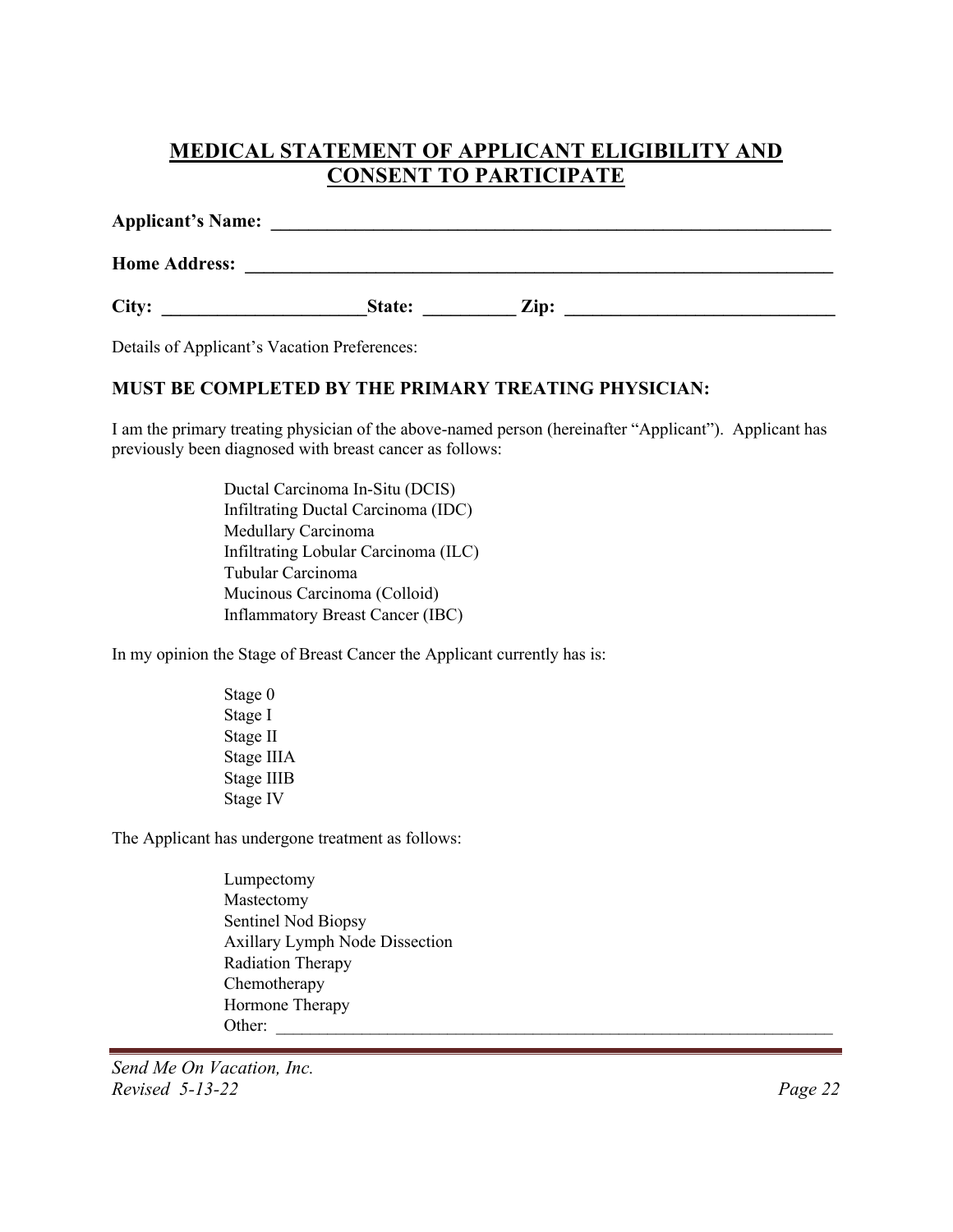## MEDICAL STATEMENT OF APPLICANT ELIGIBILITY AND CONSENT TO PARTICIPATE

**Applicant's Name:** ______________________________________________________________

**Home Address:** ______________________________________________________________

**City:** ______________________**State:** __________ **Zip:** ______________________________

Details of Applicant's Vacation Preferences:

**MUST BE COMPLETED BY THE PRIMARY TREATING PHYSICIAN:**

I am the primary treating physician of the above-named person (hereinafter "Applicant"). Applicant has previously been diagnosed with breast cancer as follows:

- Ductal Carcinoma In-Situ (DCIS)
- Infiltrating Ductal Carcinoma (IDC)
- Medullary Carcinoma
- Infiltrating Lobular Carcinoma (ILC)
- Tubular Carcinoma
- Mucinous Carcinoma (Colloid)
- Inflammatory Breast Cancer (IBC)

In my opinion the Stage of Breast Cancer the Applicant currently has is:

- Stage 0
- Stage I
- Stage II
- Stage IIIA
- Stage IIIB
- Stage IV

The Applicant has undergone treatment as follows:

- Lumpectomy
- Mastectomy
- Sentinel Nod Biopsy
- Axillary Lymph Node Dissection
- Radiation Therapy
- Chemotherapy
- Hormone Therapy
- Other: ______________________________________________________________________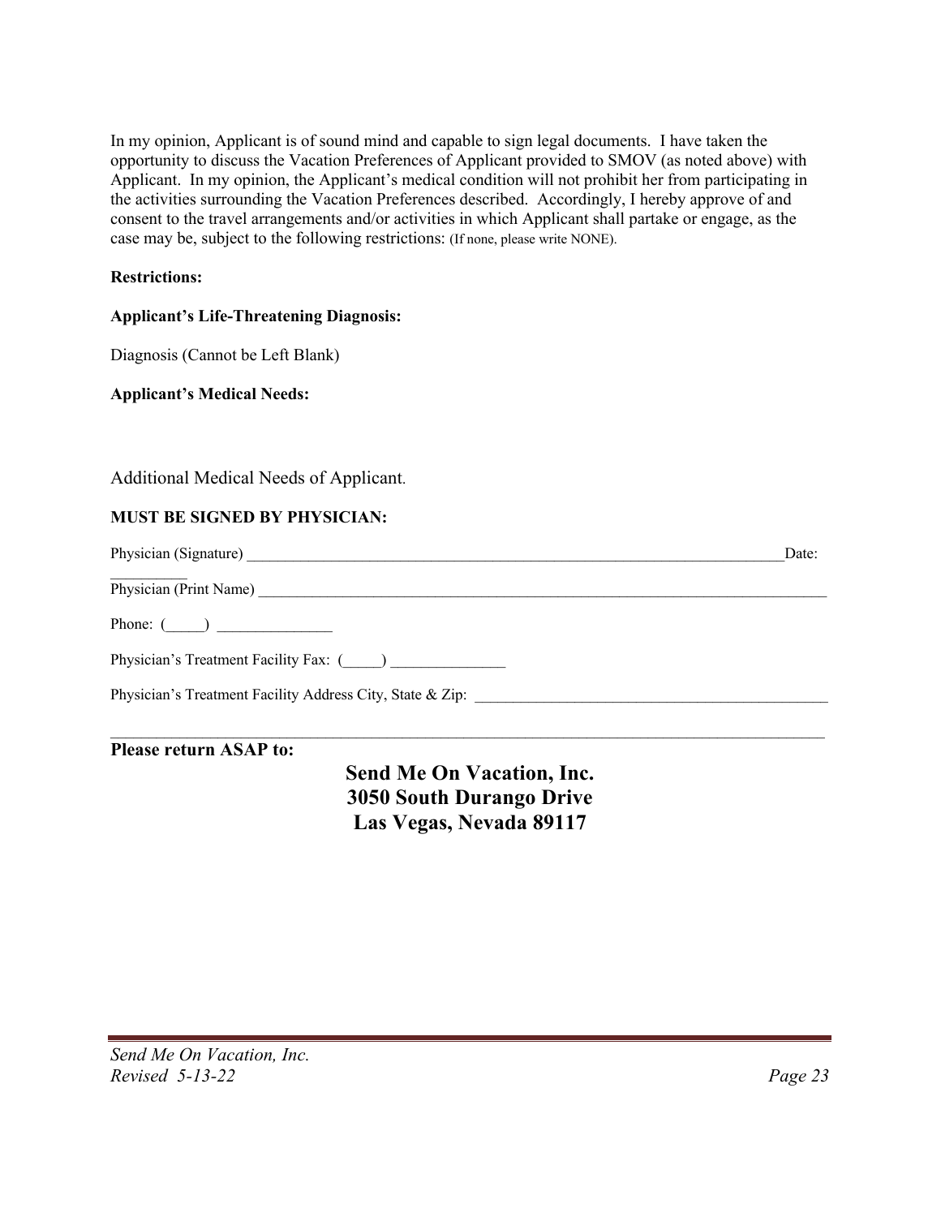In my opinion, Applicant is of sound mind and capable to sign legal documents. I have taken the opportunity to discuss the Vacation Preferences of Applicant provided to SMOV (as noted above) with Applicant. In my opinion, the Applicant's medical condition will not prohibit her from participating in the activities surrounding the Vacation Preferences described. Accordingly, I hereby approve of and consent to the travel arrangements and/or activities in which Applicant shall partake or engage, as the case may be, subject to the following restrictions: (If none, please write NONE).

**Restrictions:**

**Applicant's Life-Threatening Diagnosis:**

Diagnosis (Cannot be Left Blank)

**Applicant's Medical Needs:**

Additional Medical Needs of Applicant.

**MUST BE SIGNED BY PHYSICIAN:**

Physician (Signature) ___________________________________________________________________ Date: __________

Physician (Print Name) ___________________________________________________________________________

Phone: (_____) _______________

Physician's Treatment Facility Fax: (_____) _______________

Physician's Treatment Facility Address City, State & Zip: _______________________________________________

**Please return ASAP to:**

**Send Me On Vacation, Inc.**
**3050 South Durango Drive**
**Las Vegas, Nevada 89117**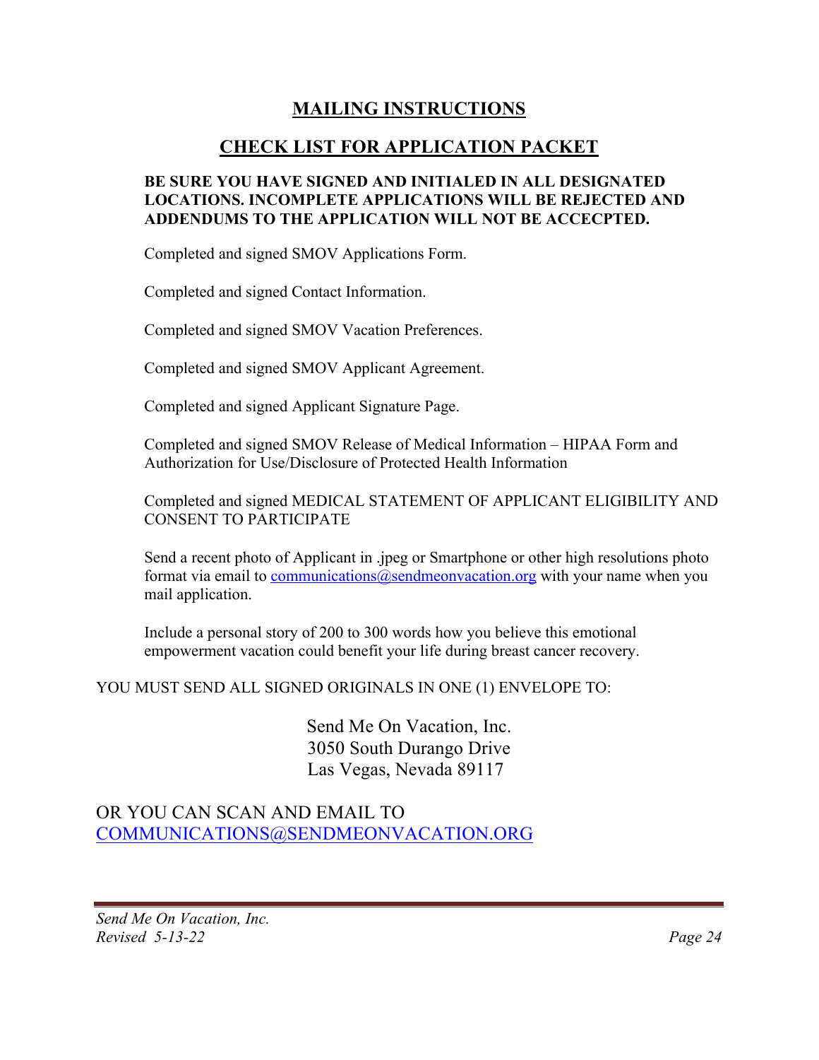## MAILING INSTRUCTIONS

## CHECK LIST FOR APPLICATION PACKET

**BE SURE YOU HAVE SIGNED AND INITIALED IN ALL DESIGNATED LOCATIONS. INCOMPLETE APPLICATIONS WILL BE REJECTED AND ADDENDUMS TO THE APPLICATION WILL NOT BE ACCECPTED.**

Completed and signed SMOV Applications Form.

Completed and signed Contact Information.

Completed and signed SMOV Vacation Preferences.

Completed and signed SMOV Applicant Agreement.

Completed and signed Applicant Signature Page.

Completed and signed SMOV Release of Medical Information – HIPAA Form and Authorization for Use/Disclosure of Protected Health Information

Completed and signed MEDICAL STATEMENT OF APPLICANT ELIGIBILITY AND CONSENT TO PARTICIPATE

Send a recent photo of Applicant in .jpeg or Smartphone or other high resolutions photo format via email to communications@sendmeonvacation.org with your name when you mail application.

Include a personal story of 200 to 300 words how you believe this emotional empowerment vacation could benefit your life during breast cancer recovery.

YOU MUST SEND ALL SIGNED ORIGINALS IN ONE (1) ENVELOPE TO:

Send Me On Vacation, Inc.
3050 South Durango Drive
Las Vegas, Nevada 89117

OR YOU CAN SCAN AND EMAIL TO
COMMUNICATIONS@SENDMEONVACATION.ORG